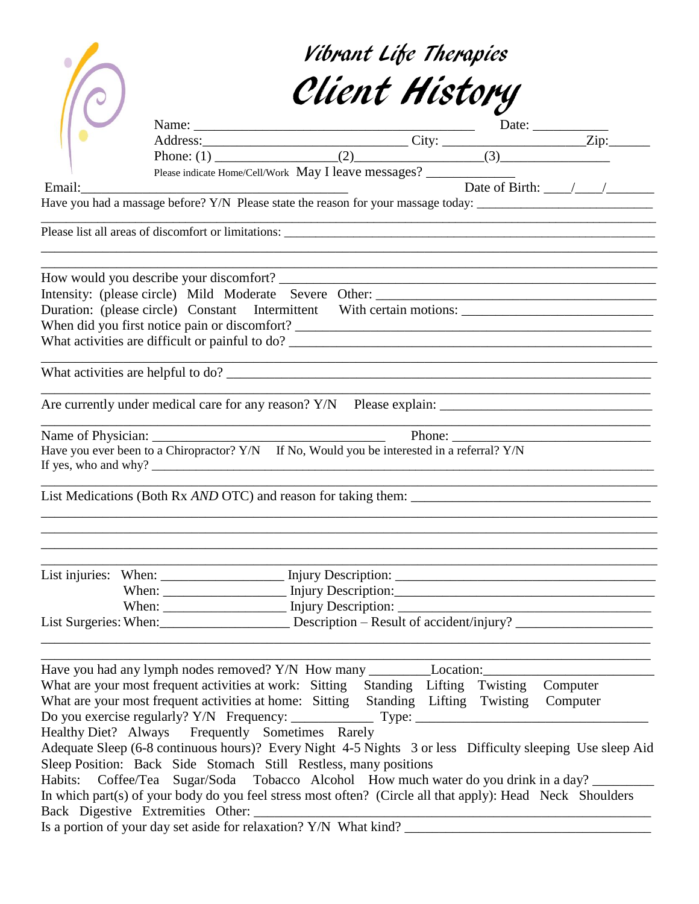# Vibrant Life Therapies

# Client History

Name: ________________________________________ Date: ___________

Address:______________________________ City: ____________________Zip:______

Phone: (1) ________________(2)__________________(3)________________

Please indicate Home/Cell/Work May I leave messages? _____________

Email:________________________________________ Date of Birth: ____/____/_______

Have you had a massage before? Y/N Please state the reason for your massage today: ___________________________

_____________________________________________________________________________________

Please list all areas of discomfort or limitations: ______________________________________________________

_____________________________________________________________________________________

_____________________________________________________________________________________

How would you describe your discomfort? _____________________________________________________

Intensity: (please circle) Mild Moderate Severe Other: _________________________________________

Duration: (please circle) Constant Intermittent With certain motions: ____________________________

When did you first notice pain or discomfort? _________________________________________________

What activities are difficult or painful to do? _________________________________________________

_____________________________________________________________________________________

What activities are helpful to do? ___________________________________________________________

_____________________________________________________________________________________

Are currently under medical care for any reason? Y/N Please explain: ______________________________

_____________________________________________________________________________________

Name of Physician: __________________________________ Phone: _____________________________

Have you ever been to a Chiropractor? Y/N If No, Would you be interested in a referral? Y/N

If yes, who and why? ____________________________________________________________________

_____________________________________________________________________________________

List Medications (Both Rx *AND* OTC) and reason for taking them: ___________________________________

_____________________________________________________________________________________

_____________________________________________________________________________________

_____________________________________________________________________________________

_____________________________________________________________________________________

List injuries: When: _________________ Injury Description: ______________________________________

When: _________________ Injury Description:______________________________________

When: _________________ Injury Description: ______________________________________

List Surgeries: When:___________________ Description – Result of accident/injury? ____________________

_____________________________________________________________________________________

_____________________________________________________________________________________

Have you had any lymph nodes removed? Y/N How many _________Location:_______________________

What are your most frequent activities at work: Sitting Standing Lifting Twisting Computer

What are your most frequent activities at home: Sitting Standing Lifting Twisting Computer

Do you exercise regularly? Y/N Frequency: ___________ Type: ___________________________________

Healthy Diet? Always Frequently Sometimes Rarely

Adequate Sleep (6-8 continuous hours)? Every Night 4-5 Nights 3 or less Difficulty sleeping Use sleep Aid

Sleep Position: Back Side Stomach Still Restless, many positions

Habits: Coffee/Tea Sugar/Soda Tobacco Alcohol How much water do you drink in a day? ________

In which part(s) of your body do you feel stress most often? (Circle all that apply): Head Neck Shoulders

Back Digestive Extremities Other: _________________________________________________________

Is a portion of your day set aside for relaxation? Y/N What kind? __________________________________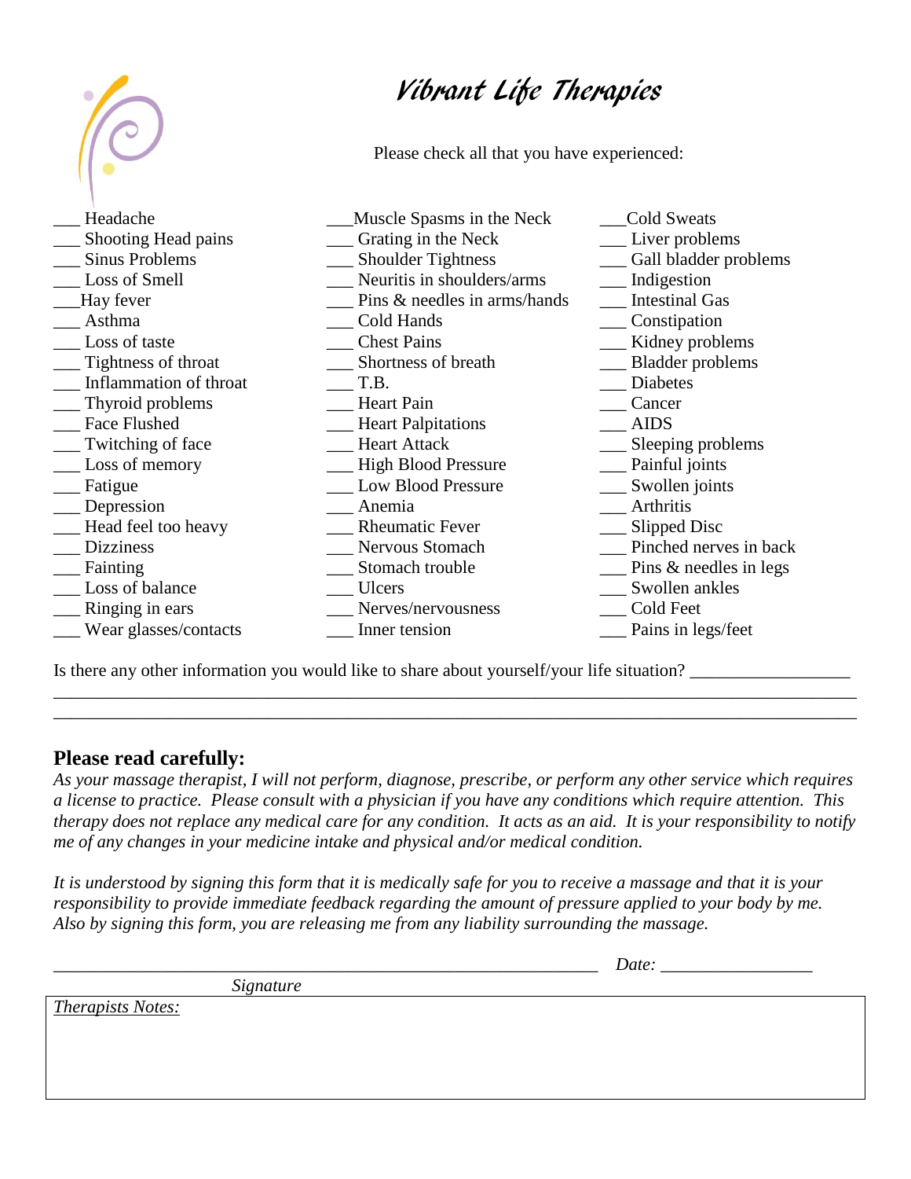# Vibrant Life Therapies

Please check all that you have experienced:

___ Headache
___ Shooting Head pains
___ Sinus Problems
___ Loss of Smell
___Hay fever
___ Asthma
___ Loss of taste
___ Tightness of throat
___ Inflammation of throat
___ Thyroid problems
___ Face Flushed
___ Twitching of face
___ Loss of memory
___ Fatigue
___ Depression
___ Head feel too heavy
___ Dizziness
___ Fainting
___ Loss of balance
___ Ringing in ears
___ Wear glasses/contacts

___Muscle Spasms in the Neck
___ Grating in the Neck
___ Shoulder Tightness
___ Neuritis in shoulders/arms
___ Pins & needles in arms/hands
___ Cold Hands
___ Chest Pains
___ Shortness of breath
___ T.B.
___ Heart Pain
___ Heart Palpitations
___ Heart Attack
___ High Blood Pressure
___ Low Blood Pressure
___ Anemia
___ Rheumatic Fever
___ Nervous Stomach
___ Stomach trouble
___ Ulcers
___ Nerves/nervousness
___ Inner tension

___Cold Sweats
___ Liver problems
___ Gall bladder problems
___ Indigestion
___ Intestinal Gas
___ Constipation
___ Kidney problems
___ Bladder problems
___ Diabetes
___ Cancer
___ AIDS
___ Sleeping problems
___ Painful joints
___ Swollen joints
___ Arthritis
___ Slipped Disc
___ Pinched nerves in back
___ Pins & needles in legs
___ Swollen ankles
___ Cold Feet
___ Pains in legs/feet

Is there any other information you would like to share about yourself/your life situation? __________________
_____________________________________________________________________________________________
_____________________________________________________________________________________________

## Please read carefully:

*As your massage therapist, I will not perform, diagnose, prescribe, or perform any other service which requires a license to practice. Please consult with a physician if you have any conditions which require attention. This therapy does not replace any medical care for any condition. It acts as an aid. It is your responsibility to notify me of any changes in your medicine intake and physical and/or medical condition.*

*It is understood by signing this form that it is medically safe for you to receive a massage and that it is your responsibility to provide immediate feedback regarding the amount of pressure applied to your body by me. Also by signing this form, you are releasing me from any liability surrounding the massage.*

_______________________________________________________________ *Date:* _________________

*Signature*

*Therapists Notes:*